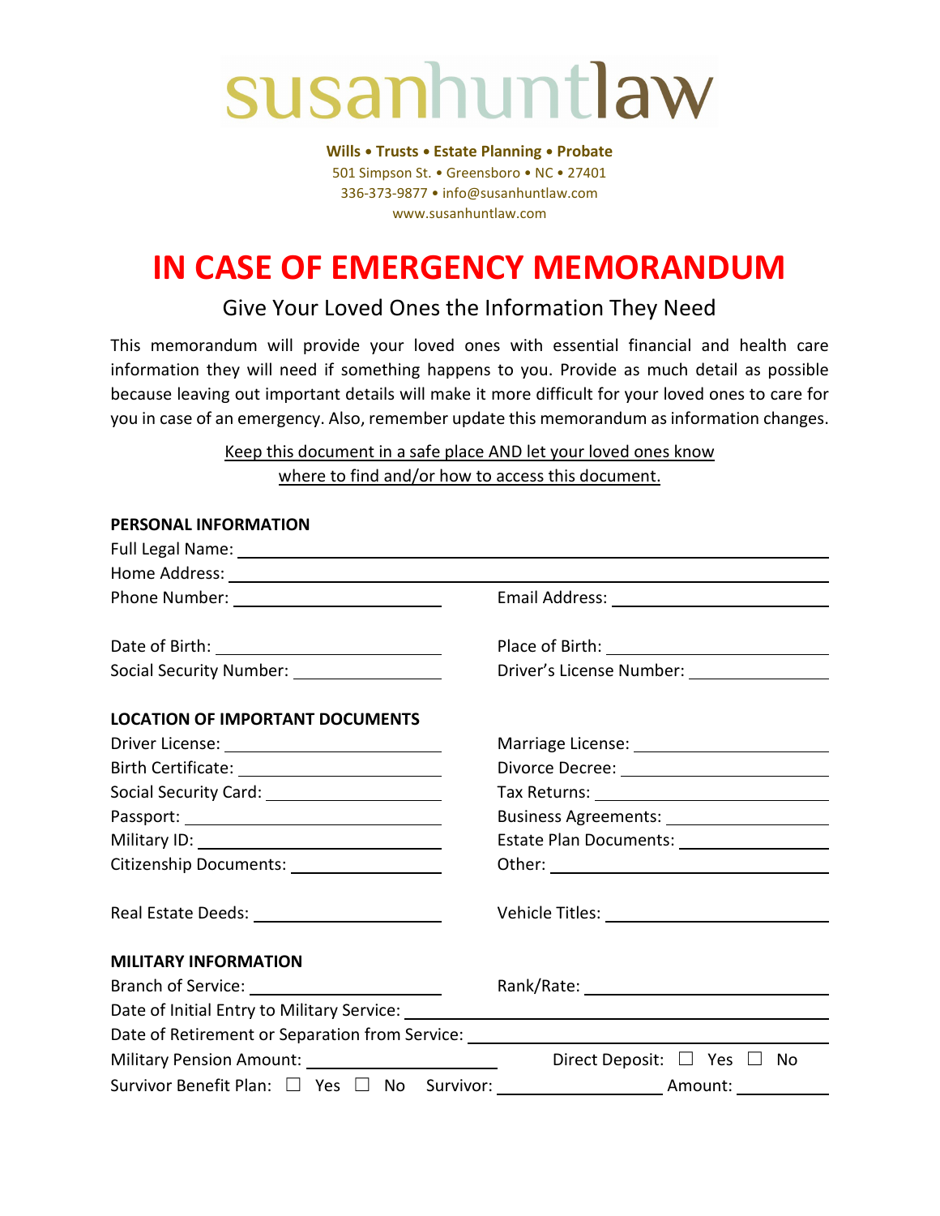# susanhuntlaw

**Wills • Trusts • Estate Planning • Probate**
501 Simpson St. • Greensboro • NC • 27401
336-373-9877 • info@susanhuntlaw.com
www.susanhuntlaw.com

# IN CASE OF EMERGENCY MEMORANDUM

## Give Your Loved Ones the Information They Need

This memorandum will provide your loved ones with essential financial and health care information they will need if something happens to you. Provide as much detail as possible because leaving out important details will make it more difficult for your loved ones to care for you in case of an emergency. Also, remember update this memorandum as information changes.

Keep this document in a safe place AND let your loved ones know where to find and/or how to access this document.

**PERSONAL INFORMATION**

Full Legal Name: ____________________

Home Address: ____________________

Phone Number: ____________________ Email Address: ____________________

Date of Birth: ____________________ Place of Birth: ____________________

Social Security Number: ____________________ Driver's License Number: ____________________

**LOCATION OF IMPORTANT DOCUMENTS**

Driver License: ____________________ Marriage License: ____________________

Birth Certificate: ____________________ Divorce Decree: ____________________

Social Security Card: ____________________ Tax Returns: ____________________

Passport: ____________________ Business Agreements: ____________________

Military ID: ____________________ Estate Plan Documents: ____________________

Citizenship Documents: ____________________ Other: ____________________

Real Estate Deeds: ____________________ Vehicle Titles: ____________________

**MILITARY INFORMATION**

Branch of Service: ____________________ Rank/Rate: ____________________

Date of Initial Entry to Military Service: ____________________

Date of Retirement or Separation from Service: ____________________

Military Pension Amount: ____________________ Direct Deposit: ☐ Yes ☐ No

Survivor Benefit Plan: ☐ Yes ☐ No Survivor: ____________________ Amount: ____________________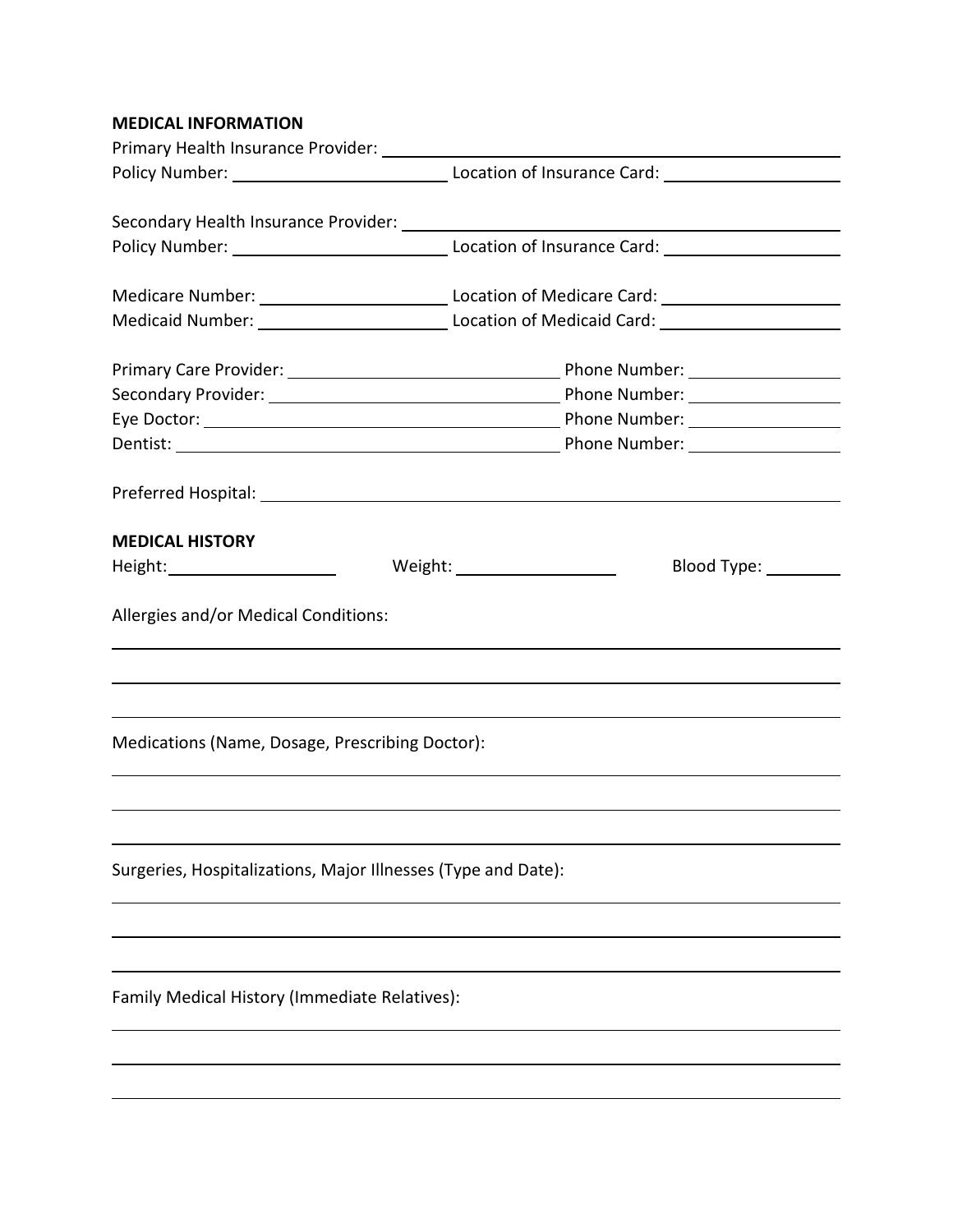**MEDICAL INFORMATION**

Primary Health Insurance Provider: ______________________________

Policy Number: ______________________ Location of Insurance Card: ______________________

Secondary Health Insurance Provider: ______________________________

Policy Number: ______________________ Location of Insurance Card: ______________________

Medicare Number: ______________________ Location of Medicare Card: ______________________

Medicaid Number: ______________________ Location of Medicaid Card: ______________________

Primary Care Provider: ______________________ Phone Number: ______________________

Secondary Provider: ______________________ Phone Number: ______________________

Eye Doctor: ______________________ Phone Number: ______________________

Dentist: ______________________ Phone Number: ______________________

Preferred Hospital: ______________________________

**MEDICAL HISTORY**

Height: ______________ Weight: ______________ Blood Type: __________

Allergies and/or Medical Conditions:

______________________________________________________________

______________________________________________________________

______________________________________________________________

Medications (Name, Dosage, Prescribing Doctor):

______________________________________________________________

______________________________________________________________

______________________________________________________________

Surgeries, Hospitalizations, Major Illnesses (Type and Date):

______________________________________________________________

______________________________________________________________

______________________________________________________________

Family Medical History (Immediate Relatives):

______________________________________________________________

______________________________________________________________

______________________________________________________________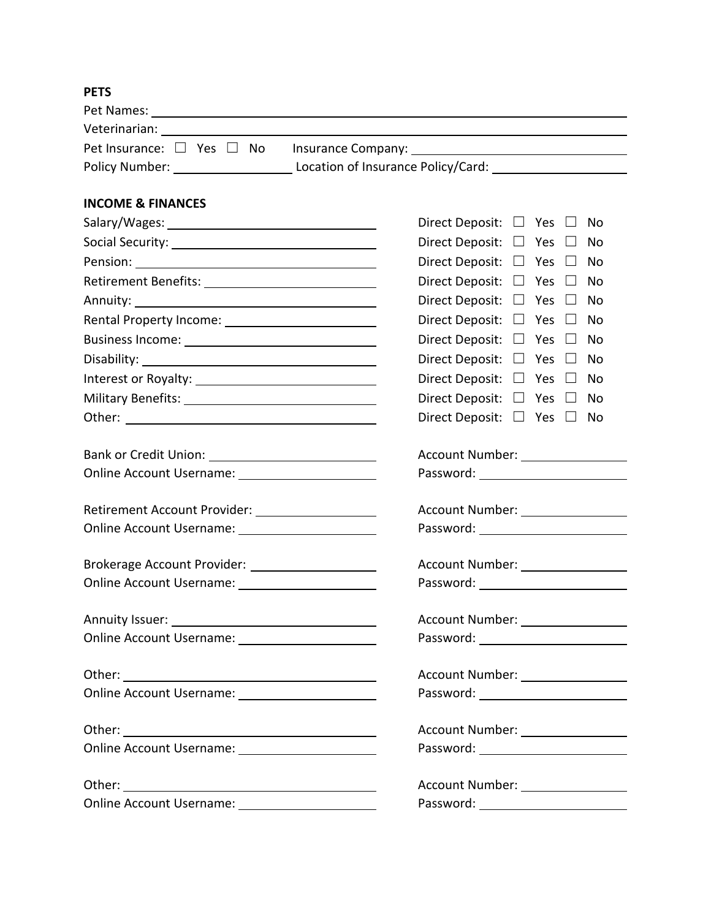**PETS**

Pet Names: ______________________________

Veterinarian: ______________________________

Pet Insurance: ☐ Yes ☐ No Insurance Company: ______________________________

Policy Number: ______________ Location of Insurance Policy/Card: ______________

**INCOME & FINANCES**

Salary/Wages: ______________________ Direct Deposit: ☐ Yes ☐ No

Social Security: ______________________ Direct Deposit: ☐ Yes ☐ No

Pension: ______________________ Direct Deposit: ☐ Yes ☐ No

Retirement Benefits: ______________________ Direct Deposit: ☐ Yes ☐ No

Annuity: ______________________ Direct Deposit: ☐ Yes ☐ No

Rental Property Income: ______________________ Direct Deposit: ☐ Yes ☐ No

Business Income: ______________________ Direct Deposit: ☐ Yes ☐ No

Disability: ______________________ Direct Deposit: ☐ Yes ☐ No

Interest or Royalty: ______________________ Direct Deposit: ☐ Yes ☐ No

Military Benefits: ______________________ Direct Deposit: ☐ Yes ☐ No

Other: ______________________ Direct Deposit: ☐ Yes ☐ No

Bank or Credit Union: ______________________ Account Number: ______________

Online Account Username: ______________________ Password: ______________

Retirement Account Provider: ______________________ Account Number: ______________

Online Account Username: ______________________ Password: ______________

Brokerage Account Provider: ______________________ Account Number: ______________

Online Account Username: ______________________ Password: ______________

Annuity Issuer: ______________________ Account Number: ______________

Online Account Username: ______________________ Password: ______________

Other: ______________________ Account Number: ______________

Online Account Username: ______________________ Password: ______________

Other: ______________________ Account Number: ______________

Online Account Username: ______________________ Password: ______________

Other: ______________________ Account Number: ______________

Online Account Username: ______________________ Password: ______________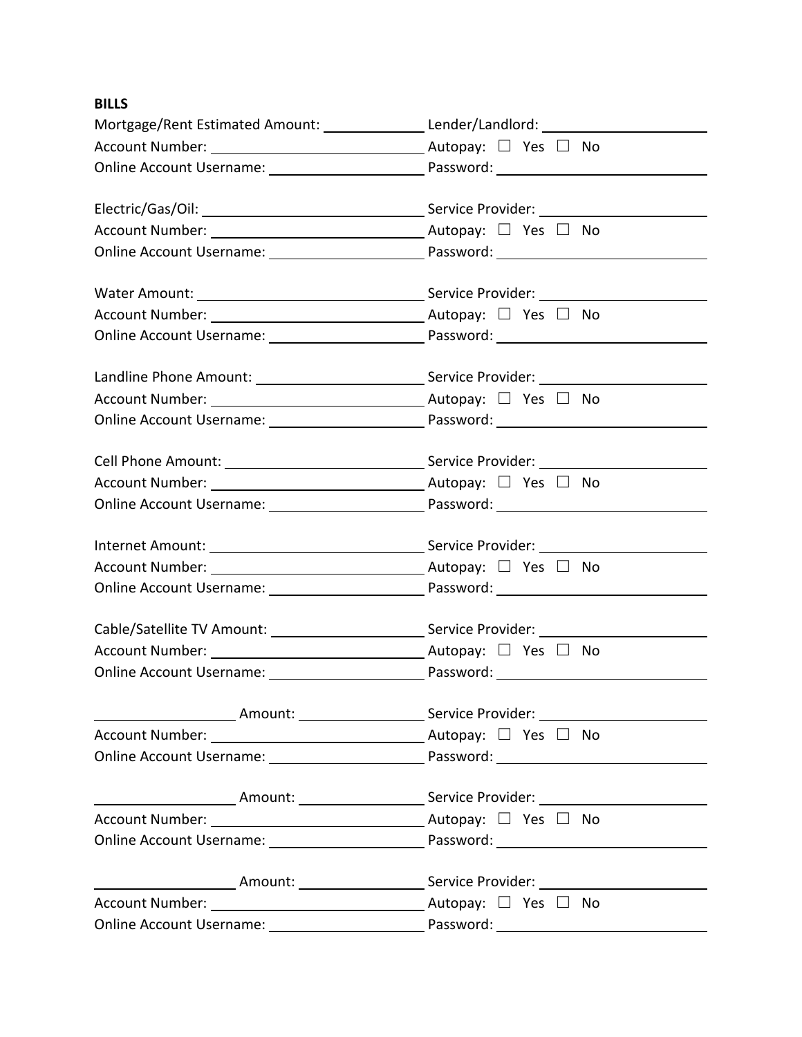**BILLS**

Mortgage/Rent Estimated Amount: ____________ Lender/Landlord: ____________________
Account Number: __________________________ Autopay: ☐ Yes ☐ No
Online Account Username: ___________________ Password: __________________________

Electric/Gas/Oil: __________________________ Service Provider: ____________________
Account Number: __________________________ Autopay: ☐ Yes ☐ No
Online Account Username: ___________________ Password: __________________________

Water Amount: ____________________________ Service Provider: ____________________
Account Number: __________________________ Autopay: ☐ Yes ☐ No
Online Account Username: ___________________ Password: __________________________

Landline Phone Amount: _____________________ Service Provider: ____________________
Account Number: __________________________ Autopay: ☐ Yes ☐ No
Online Account Username: ___________________ Password: __________________________

Cell Phone Amount: _________________________ Service Provider: ____________________
Account Number: __________________________ Autopay: ☐ Yes ☐ No
Online Account Username: ___________________ Password: __________________________

Internet Amount: ___________________________ Service Provider: ____________________
Account Number: __________________________ Autopay: ☐ Yes ☐ No
Online Account Username: ___________________ Password: __________________________

Cable/Satellite TV Amount: ___________________ Service Provider: ____________________
Account Number: __________________________ Autopay: ☐ Yes ☐ No
Online Account Username: ___________________ Password: __________________________

__________________ Amount: ________________ Service Provider: ____________________
Account Number: __________________________ Autopay: ☐ Yes ☐ No
Online Account Username: ___________________ Password: __________________________

__________________ Amount: ________________ Service Provider: ____________________
Account Number: __________________________ Autopay: ☐ Yes ☐ No
Online Account Username: ___________________ Password: __________________________

__________________ Amount: ________________ Service Provider: ____________________
Account Number: __________________________ Autopay: ☐ Yes ☐ No
Online Account Username: ___________________ Password: __________________________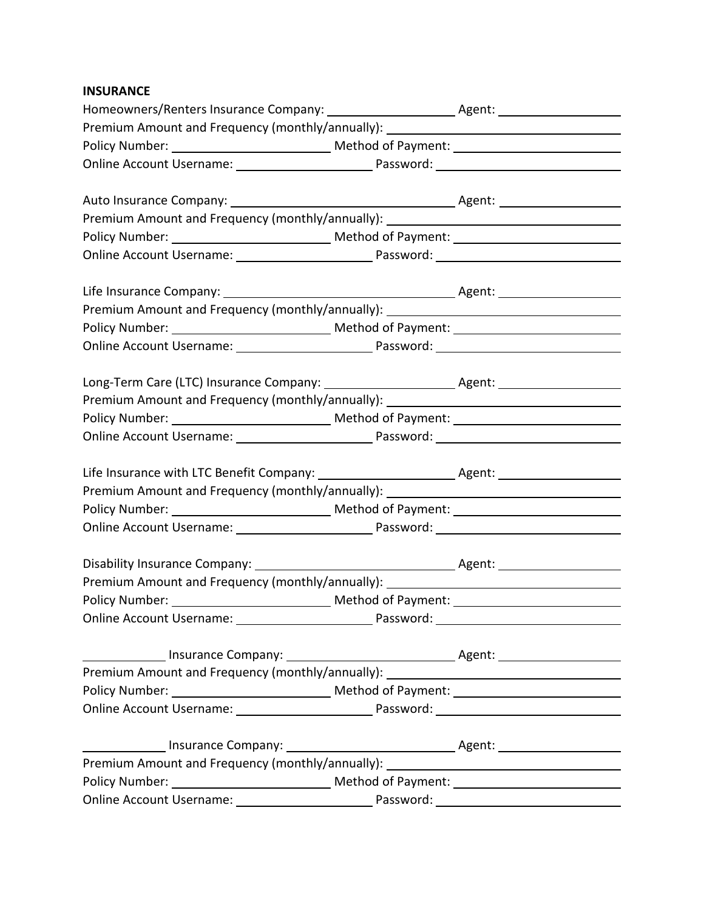**INSURANCE**

Homeowners/Renters Insurance Company: ____________________ Agent: ____________________
Premium Amount and Frequency (monthly/annually): ________________________________________
Policy Number: __________________________ Method of Payment: __________________________
Online Account Username: ______________________ Password: ______________________________

Auto Insurance Company: ________________________________________ Agent: ____________________
Premium Amount and Frequency (monthly/annually): ________________________________________
Policy Number: __________________________ Method of Payment: __________________________
Online Account Username: ______________________ Password: ______________________________

Life Insurance Company: ________________________________________ Agent: ____________________
Premium Amount and Frequency (monthly/annually): ________________________________________
Policy Number: __________________________ Method of Payment: __________________________
Online Account Username: ______________________ Password: ______________________________

Long-Term Care (LTC) Insurance Company: ____________________ Agent: ____________________
Premium Amount and Frequency (monthly/annually): ________________________________________
Policy Number: __________________________ Method of Payment: __________________________
Online Account Username: ______________________ Password: ______________________________

Life Insurance with LTC Benefit Company: ______________________ Agent: ____________________
Premium Amount and Frequency (monthly/annually): ________________________________________
Policy Number: __________________________ Method of Payment: __________________________
Online Account Username: ______________________ Password: ______________________________

Disability Insurance Company: __________________________________ Agent: ____________________
Premium Amount and Frequency (monthly/annually): ________________________________________
Policy Number: __________________________ Method of Payment: __________________________
Online Account Username: ______________________ Password: ______________________________

______________ Insurance Company: ____________________________ Agent: ____________________
Premium Amount and Frequency (monthly/annually): ________________________________________
Policy Number: __________________________ Method of Payment: __________________________
Online Account Username: ______________________ Password: ______________________________

______________ Insurance Company: ____________________________ Agent: ____________________
Premium Amount and Frequency (monthly/annually): ________________________________________
Policy Number: __________________________ Method of Payment: __________________________
Online Account Username: ______________________ Password: ______________________________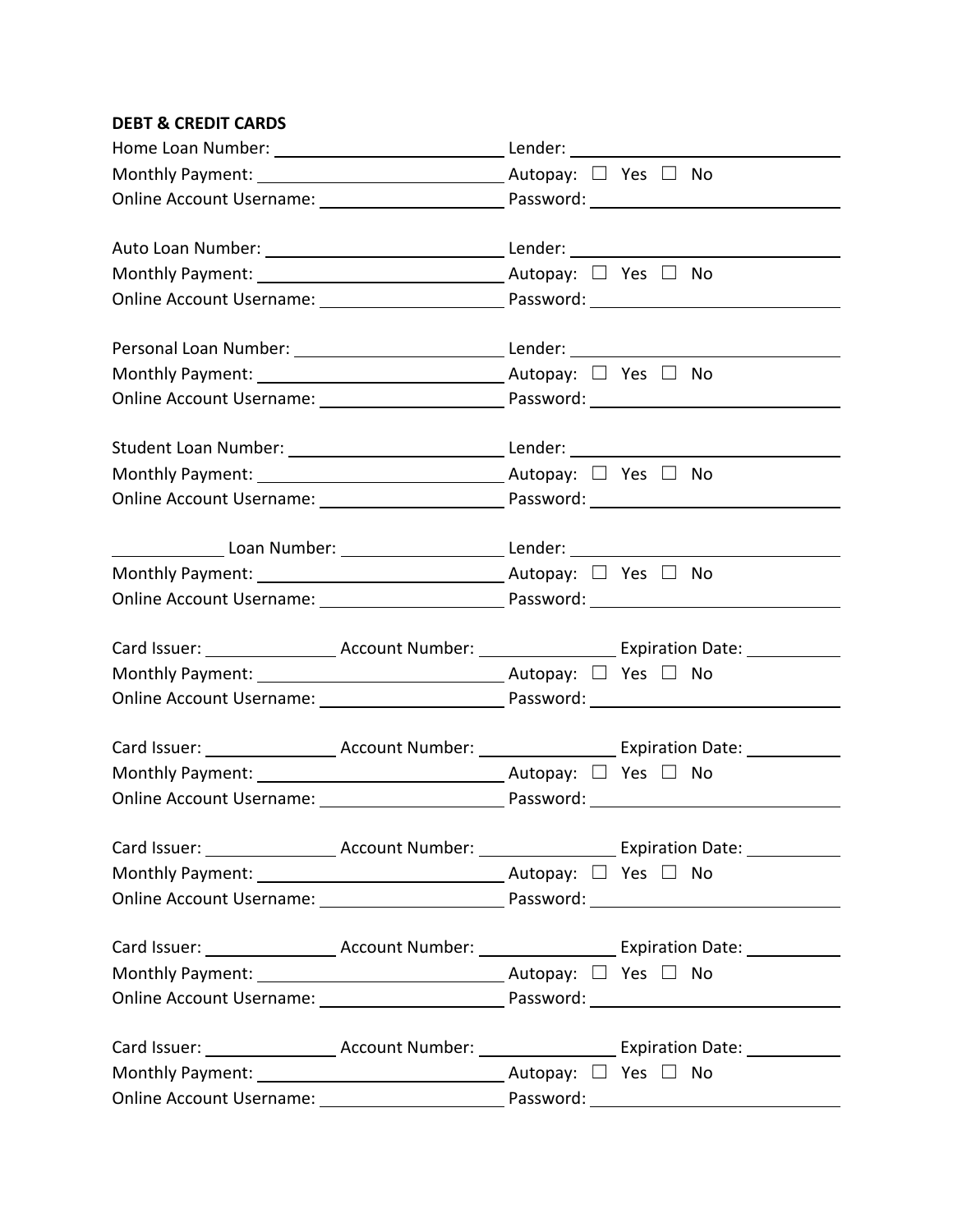**DEBT & CREDIT CARDS**

Home Loan Number: ______________________ Lender: ______________________
Monthly Payment: ______________________ Autopay: ☐ Yes ☐ No
Online Account Username: ______________________ Password: ______________________

Auto Loan Number: ______________________ Lender: ______________________
Monthly Payment: ______________________ Autopay: ☐ Yes ☐ No
Online Account Username: ______________________ Password: ______________________

Personal Loan Number: ______________________ Lender: ______________________
Monthly Payment: ______________________ Autopay: ☐ Yes ☐ No
Online Account Username: ______________________ Password: ______________________

Student Loan Number: ______________________ Lender: ______________________
Monthly Payment: ______________________ Autopay: ☐ Yes ☐ No
Online Account Username: ______________________ Password: ______________________

____________ Loan Number: ______________________ Lender: ______________________
Monthly Payment: ______________________ Autopay: ☐ Yes ☐ No
Online Account Username: ______________________ Password: ______________________

Card Issuer: ______________ Account Number: ______________ Expiration Date: __________
Monthly Payment: ______________________ Autopay: ☐ Yes ☐ No
Online Account Username: ______________________ Password: ______________________

Card Issuer: ______________ Account Number: ______________ Expiration Date: __________
Monthly Payment: ______________________ Autopay: ☐ Yes ☐ No
Online Account Username: ______________________ Password: ______________________

Card Issuer: ______________ Account Number: ______________ Expiration Date: __________
Monthly Payment: ______________________ Autopay: ☐ Yes ☐ No
Online Account Username: ______________________ Password: ______________________

Card Issuer: ______________ Account Number: ______________ Expiration Date: __________
Monthly Payment: ______________________ Autopay: ☐ Yes ☐ No
Online Account Username: ______________________ Password: ______________________

Card Issuer: ______________ Account Number: ______________ Expiration Date: __________
Monthly Payment: ______________________ Autopay: ☐ Yes ☐ No
Online Account Username: ______________________ Password: ______________________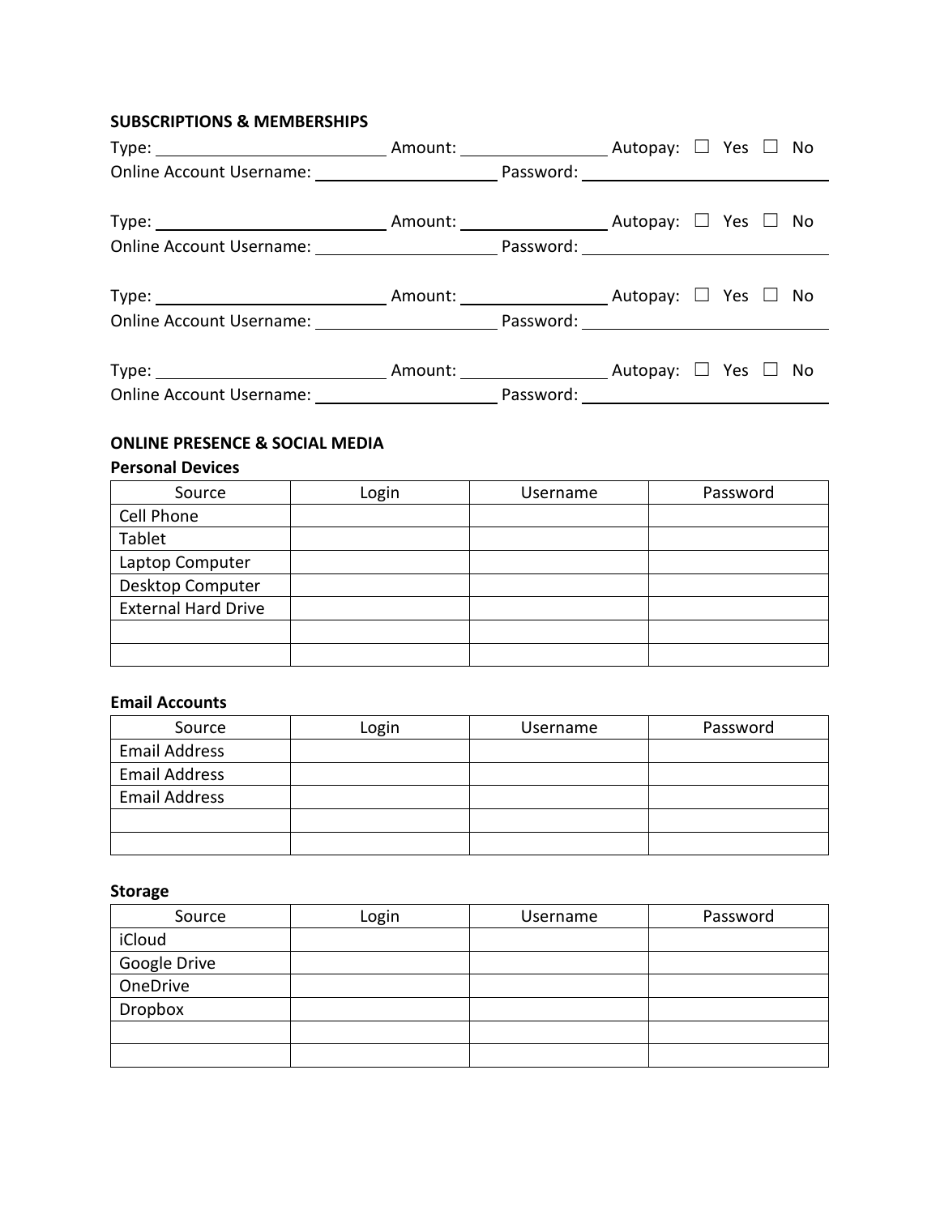**SUBSCRIPTIONS & MEMBERSHIPS**

Type: ____________________ Amount: ______________ Autopay: ☐ Yes ☐ No
Online Account Username: ________________ Password: ____________________

Type: ____________________ Amount: ______________ Autopay: ☐ Yes ☐ No
Online Account Username: ________________ Password: ____________________

Type: ____________________ Amount: ______________ Autopay: ☐ Yes ☐ No
Online Account Username: ________________ Password: ____________________

Type: ____________________ Amount: ______________ Autopay: ☐ Yes ☐ No
Online Account Username: ________________ Password: ____________________

**ONLINE PRESENCE & SOCIAL MEDIA**

**Personal Devices**

| Source | Login | Username | Password |
|---|---|---|---|
| Cell Phone | | | |
| Tablet | | | |
| Laptop Computer | | | |
| Desktop Computer | | | |
| External Hard Drive | | | |
| | | | |
| | | | |

**Email Accounts**

| Source | Login | Username | Password |
|---|---|---|---|
| Email Address | | | |
| Email Address | | | |
| Email Address | | | |
| | | | |
| | | | |

**Storage**

| Source | Login | Username | Password |
|---|---|---|---|
| iCloud | | | |
| Google Drive | | | |
| OneDrive | | | |
| Dropbox | | | |
| | | | |
| | | | |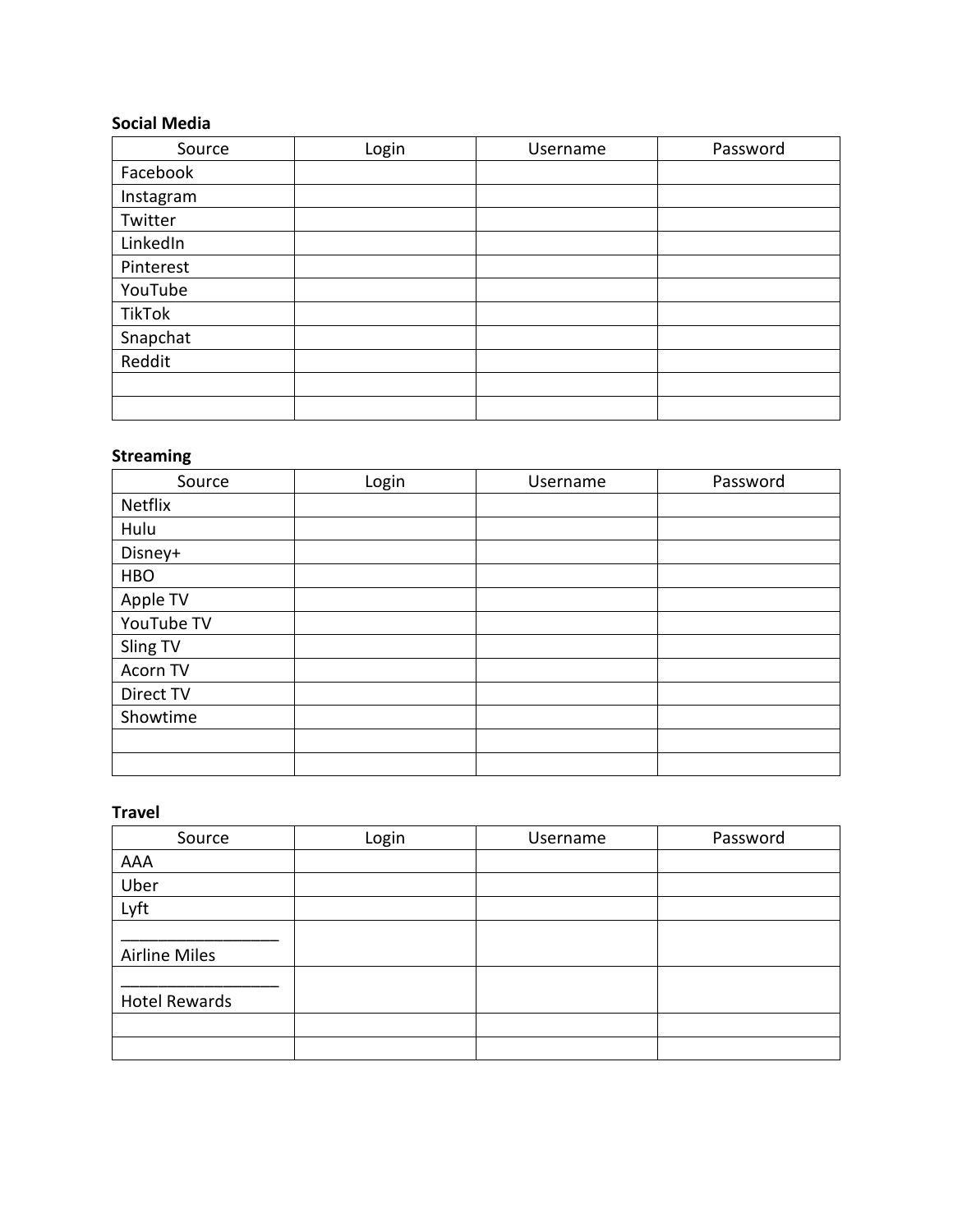**Social Media**

| Source | Login | Username | Password |
| --- | --- | --- | --- |
| Facebook | | | |
| Instagram | | | |
| Twitter | | | |
| LinkedIn | | | |
| Pinterest | | | |
| YouTube | | | |
| TikTok | | | |
| Snapchat | | | |
| Reddit | | | |
| | | | |
| | | | |

**Streaming**

| Source | Login | Username | Password |
| --- | --- | --- | --- |
| Netflix | | | |
| Hulu | | | |
| Disney+ | | | |
| HBO | | | |
| Apple TV | | | |
| YouTube TV | | | |
| Sling TV | | | |
| Acorn TV | | | |
| Direct TV | | | |
| Showtime | | | |
| | | | |
| | | | |

**Travel**

| Source | Login | Username | Password |
| --- | --- | --- | --- |
| AAA | | | |
| Uber | | | |
| Lyft | | | |
| _________________ Airline Miles | | | |
| _________________ Hotel Rewards | | | |
| | | | |
| | | | |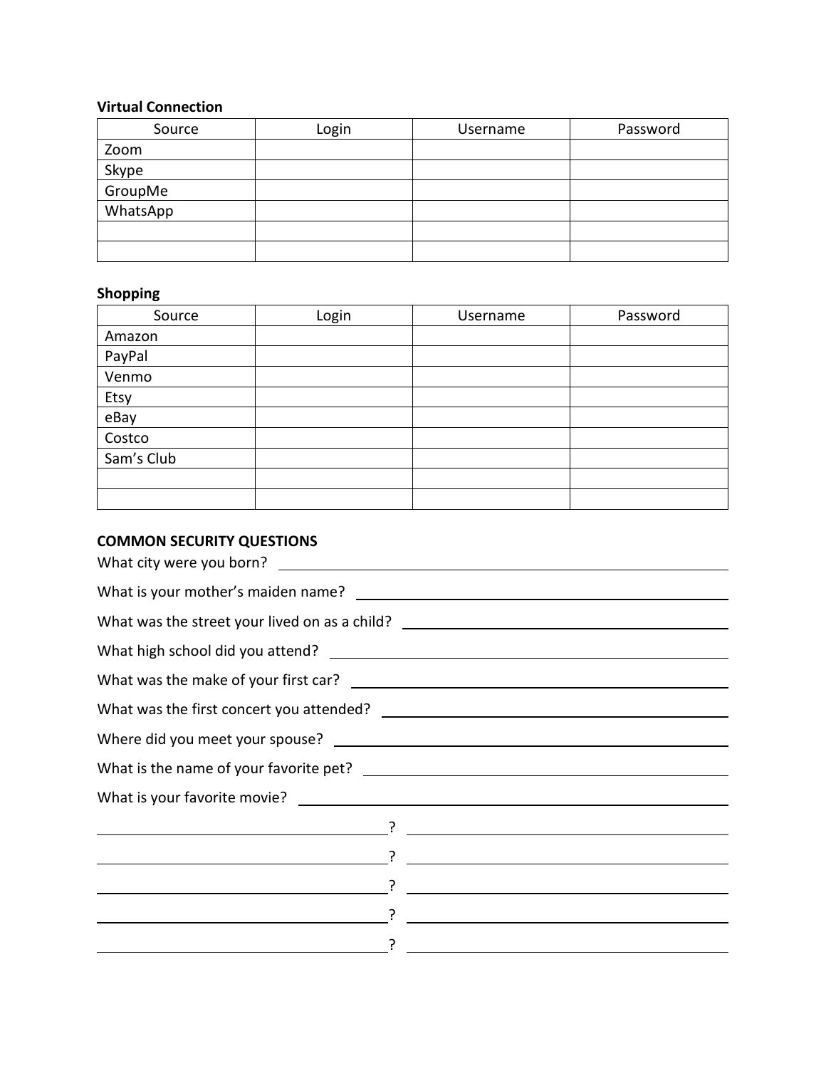**Virtual Connection**

| Source | Login | Username | Password |
|---|---|---|---|
| Zoom | | | |
| Skype | | | |
| GroupMe | | | |
| WhatsApp | | | |
| | | | |
| | | | |

**Shopping**

| Source | Login | Username | Password |
|---|---|---|---|
| Amazon | | | |
| PayPal | | | |
| Venmo | | | |
| Etsy | | | |
| eBay | | | |
| Costco | | | |
| Sam's Club | | | |
| | | | |
| | | | |

**COMMON SECURITY QUESTIONS**

What city were you born? ______________________________

What is your mother's maiden name? ______________________________

What was the street your lived on as a child? ______________________________

What high school did you attend? ______________________________

What was the make of your first car? ______________________________

What was the first concert you attended? ______________________________

Where did you meet your spouse? ______________________________

What is the name of your favorite pet? ______________________________

What is your favorite movie? ______________________________

______________________________? ______________________________

______________________________? ______________________________

______________________________? ______________________________

______________________________? ______________________________

______________________________? ______________________________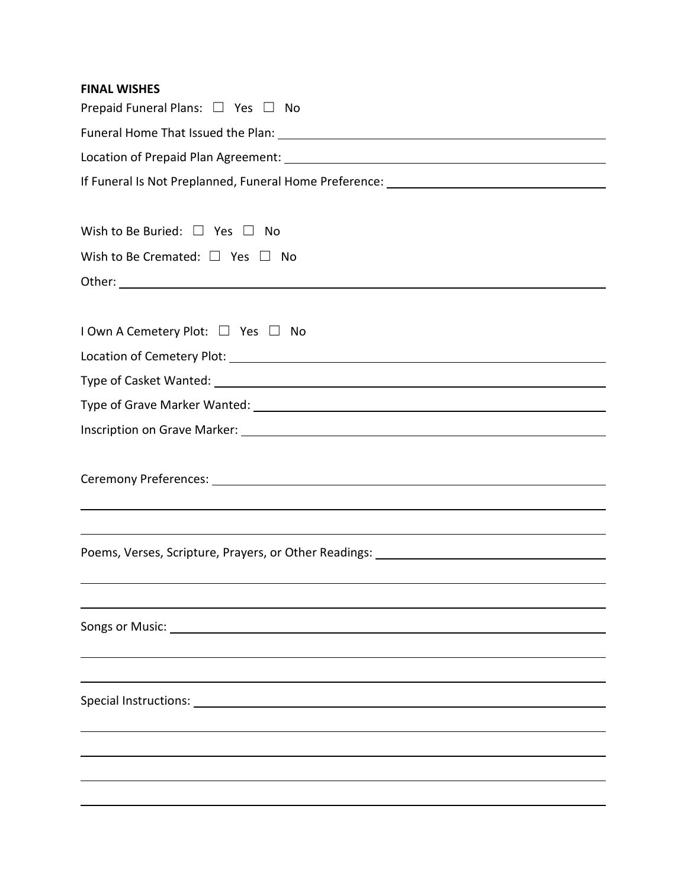**FINAL WISHES**

Prepaid Funeral Plans: ☐ Yes ☐ No

Funeral Home That Issued the Plan: \_\_\_\_\_\_\_\_\_\_\_\_\_\_\_\_\_\_\_\_\_\_\_\_\_\_\_\_\_\_\_\_\_\_\_\_\_\_

Location of Prepaid Plan Agreement: \_\_\_\_\_\_\_\_\_\_\_\_\_\_\_\_\_\_\_\_\_\_\_\_\_\_\_\_\_\_\_\_\_\_\_\_\_\_

If Funeral Is Not Preplanned, Funeral Home Preference: \_\_\_\_\_\_\_\_\_\_\_\_\_\_\_\_\_\_\_\_\_\_\_\_\_\_\_\_

Wish to Be Buried: ☐ Yes ☐ No

Wish to Be Cremated: ☐ Yes ☐ No

Other: \_\_\_\_\_\_\_\_\_\_\_\_\_\_\_\_\_\_\_\_\_\_\_\_\_\_\_\_\_\_\_\_\_\_\_\_\_\_\_\_\_\_\_\_\_\_\_\_\_\_\_\_\_\_\_\_

I Own A Cemetery Plot: ☐ Yes ☐ No

Location of Cemetery Plot: \_\_\_\_\_\_\_\_\_\_\_\_\_\_\_\_\_\_\_\_\_\_\_\_\_\_\_\_\_\_\_\_\_\_\_\_\_\_\_\_\_\_\_\_

Type of Casket Wanted: \_\_\_\_\_\_\_\_\_\_\_\_\_\_\_\_\_\_\_\_\_\_\_\_\_\_\_\_\_\_\_\_\_\_\_\_\_\_\_\_\_\_\_\_\_\_

Type of Grave Marker Wanted: \_\_\_\_\_\_\_\_\_\_\_\_\_\_\_\_\_\_\_\_\_\_\_\_\_\_\_\_\_\_\_\_\_\_\_\_\_\_\_\_\_\_

Inscription on Grave Marker: \_\_\_\_\_\_\_\_\_\_\_\_\_\_\_\_\_\_\_\_\_\_\_\_\_\_\_\_\_\_\_\_\_\_\_\_\_\_\_\_\_\_\_

Ceremony Preferences: \_\_\_\_\_\_\_\_\_\_\_\_\_\_\_\_\_\_\_\_\_\_\_\_\_\_\_\_\_\_\_\_\_\_\_\_\_\_\_\_\_\_\_\_\_\_\_

\_\_\_\_\_\_\_\_\_\_\_\_\_\_\_\_\_\_\_\_\_\_\_\_\_\_\_\_\_\_\_\_\_\_\_\_\_\_\_\_\_\_\_\_\_\_\_\_\_\_\_\_\_\_\_\_\_\_\_\_\_\_\_\_

\_\_\_\_\_\_\_\_\_\_\_\_\_\_\_\_\_\_\_\_\_\_\_\_\_\_\_\_\_\_\_\_\_\_\_\_\_\_\_\_\_\_\_\_\_\_\_\_\_\_\_\_\_\_\_\_\_\_\_\_\_\_\_\_

Poems, Verses, Scripture, Prayers, or Other Readings: \_\_\_\_\_\_\_\_\_\_\_\_\_\_\_\_\_\_\_\_\_\_\_\_\_\_\_\_\_\_

\_\_\_\_\_\_\_\_\_\_\_\_\_\_\_\_\_\_\_\_\_\_\_\_\_\_\_\_\_\_\_\_\_\_\_\_\_\_\_\_\_\_\_\_\_\_\_\_\_\_\_\_\_\_\_\_\_\_\_\_\_\_\_\_

\_\_\_\_\_\_\_\_\_\_\_\_\_\_\_\_\_\_\_\_\_\_\_\_\_\_\_\_\_\_\_\_\_\_\_\_\_\_\_\_\_\_\_\_\_\_\_\_\_\_\_\_\_\_\_\_\_\_\_\_\_\_\_\_

Songs or Music: \_\_\_\_\_\_\_\_\_\_\_\_\_\_\_\_\_\_\_\_\_\_\_\_\_\_\_\_\_\_\_\_\_\_\_\_\_\_\_\_\_\_\_\_\_\_\_\_\_\_\_\_

\_\_\_\_\_\_\_\_\_\_\_\_\_\_\_\_\_\_\_\_\_\_\_\_\_\_\_\_\_\_\_\_\_\_\_\_\_\_\_\_\_\_\_\_\_\_\_\_\_\_\_\_\_\_\_\_\_\_\_\_\_\_\_\_

\_\_\_\_\_\_\_\_\_\_\_\_\_\_\_\_\_\_\_\_\_\_\_\_\_\_\_\_\_\_\_\_\_\_\_\_\_\_\_\_\_\_\_\_\_\_\_\_\_\_\_\_\_\_\_\_\_\_\_\_\_\_\_\_

Special Instructions: \_\_\_\_\_\_\_\_\_\_\_\_\_\_\_\_\_\_\_\_\_\_\_\_\_\_\_\_\_\_\_\_\_\_\_\_\_\_\_\_\_\_\_\_\_\_\_\_

\_\_\_\_\_\_\_\_\_\_\_\_\_\_\_\_\_\_\_\_\_\_\_\_\_\_\_\_\_\_\_\_\_\_\_\_\_\_\_\_\_\_\_\_\_\_\_\_\_\_\_\_\_\_\_\_\_\_\_\_\_\_\_\_

\_\_\_\_\_\_\_\_\_\_\_\_\_\_\_\_\_\_\_\_\_\_\_\_\_\_\_\_\_\_\_\_\_\_\_\_\_\_\_\_\_\_\_\_\_\_\_\_\_\_\_\_\_\_\_\_\_\_\_\_\_\_\_\_

\_\_\_\_\_\_\_\_\_\_\_\_\_\_\_\_\_\_\_\_\_\_\_\_\_\_\_\_\_\_\_\_\_\_\_\_\_\_\_\_\_\_\_\_\_\_\_\_\_\_\_\_\_\_\_\_\_\_\_\_\_\_\_\_

\_\_\_\_\_\_\_\_\_\_\_\_\_\_\_\_\_\_\_\_\_\_\_\_\_\_\_\_\_\_\_\_\_\_\_\_\_\_\_\_\_\_\_\_\_\_\_\_\_\_\_\_\_\_\_\_\_\_\_\_\_\_\_\_